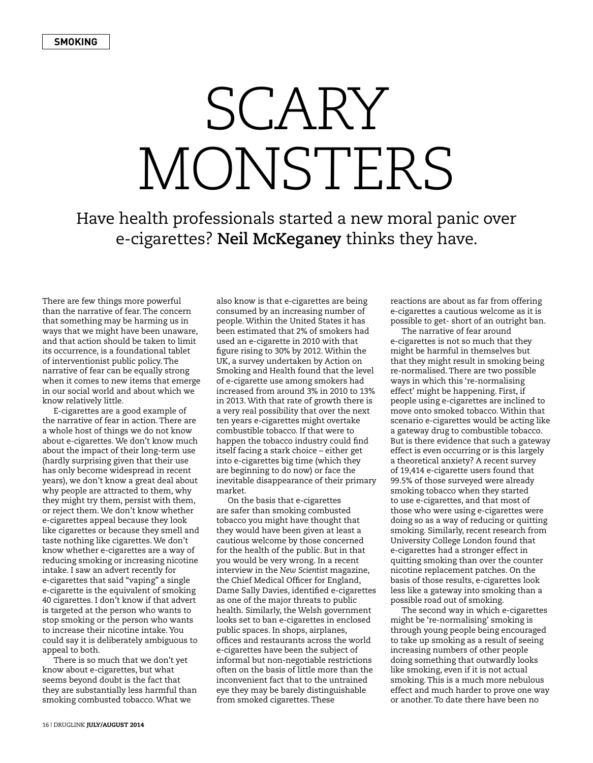SMOKING

# SCARY MONSTERS

Have health professionals started a new moral panic over e-cigarettes? **Neil McKeganey** thinks they have.

There are few things more powerful than the narrative of fear. The concern that something may be harming us in ways that we might have been unaware, and that action should be taken to limit its occurrence, is a foundational tablet of interventionist public policy. The narrative of fear can be equally strong when it comes to new items that emerge in our social world and about which we know relatively little.

E-cigarettes are a good example of the narrative of fear in action. There are a whole host of things we do not know about e-cigarettes. We don't know much about the impact of their long-term use (hardly surprising given that their use has only become widespread in recent years), we don't know a great deal about why people are attracted to them, why they might try them, persist with them, or reject them. We don't know whether e-cigarettes appeal because they look like cigarettes or because they smell and taste nothing like cigarettes. We don't know whether e-cigarettes are a way of reducing smoking or increasing nicotine intake. I saw an advert recently for e-cigarettes that said "vaping" a single e-cigarette is the equivalent of smoking 40 cigarettes. I don't know if that advert is targeted at the person who wants to stop smoking or the person who wants to increase their nicotine intake. You could say it is deliberately ambiguous to appeal to both.

There is so much that we don't yet know about e-cigarettes, but what seems beyond doubt is the fact that they are substantially less harmful than smoking combusted tobacco. What we also know is that e-cigarettes are being consumed by an increasing number of people. Within the United States it has been estimated that 2% of smokers had used an e-cigarette in 2010 with that figure rising to 30% by 2012. Within the UK, a survey undertaken by Action on Smoking and Health found that the level of e-cigarette use among smokers had increased from around 3% in 2010 to 13% in 2013. With that rate of growth there is a very real possibility that over the next ten years e-cigarettes might overtake combustible tobacco. If that were to happen the tobacco industry could find itself facing a stark choice – either get into e-cigarettes big time (which they are beginning to do now) or face the inevitable disappearance of their primary market.

On the basis that e-cigarettes are safer than smoking combusted tobacco you might have thought that they would have been given at least a cautious welcome by those concerned for the health of the public. But in that you would be very wrong. In a recent interview in the *New Scientist* magazine, the Chief Medical Officer for England, Dame Sally Davies, identified e-cigarettes as one of the major threats to public health. Similarly, the Welsh government looks set to ban e-cigarettes in enclosed public spaces. In shops, airplanes, offices and restaurants across the world e-cigarettes have been the subject of informal but non-negotiable restrictions often on the basis of little more than the inconvenient fact that to the untrained eye they may be barely distinguishable from smoked cigarettes. These reactions are about as far from offering e-cigarettes a cautious welcome as it is possible to get- short of an outright ban.

The narrative of fear around e-cigarettes is not so much that they might be harmful in themselves but that they might result in smoking being re-normalised. There are two possible ways in which this 're-normalising effect' might be happening. First, if people using e-cigarettes are inclined to move onto smoked tobacco. Within that scenario e-cigarettes would be acting like a gateway drug to combustible tobacco. But is there evidence that such a gateway effect is even occurring or is this largely a theoretical anxiety? A recent survey of 19,414 e-cigarette users found that 99.5% of those surveyed were already smoking tobacco when they started to use e-cigarettes, and that most of those who were using e-cigarettes were doing so as a way of reducing or quitting smoking. Similarly, recent research from University College London found that e-cigarettes had a stronger effect in quitting smoking than over the counter nicotine replacement patches. On the basis of those results, e-cigarettes look less like a gateway into smoking than a possible road out of smoking.

The second way in which e-cigarettes might be 're-normalising' smoking is through young people being encouraged to take up smoking as a result of seeing increasing numbers of other people doing something that outwardly looks like smoking, even if it is not actual smoking. This is a much more nebulous effect and much harder to prove one way or another. To date there have been no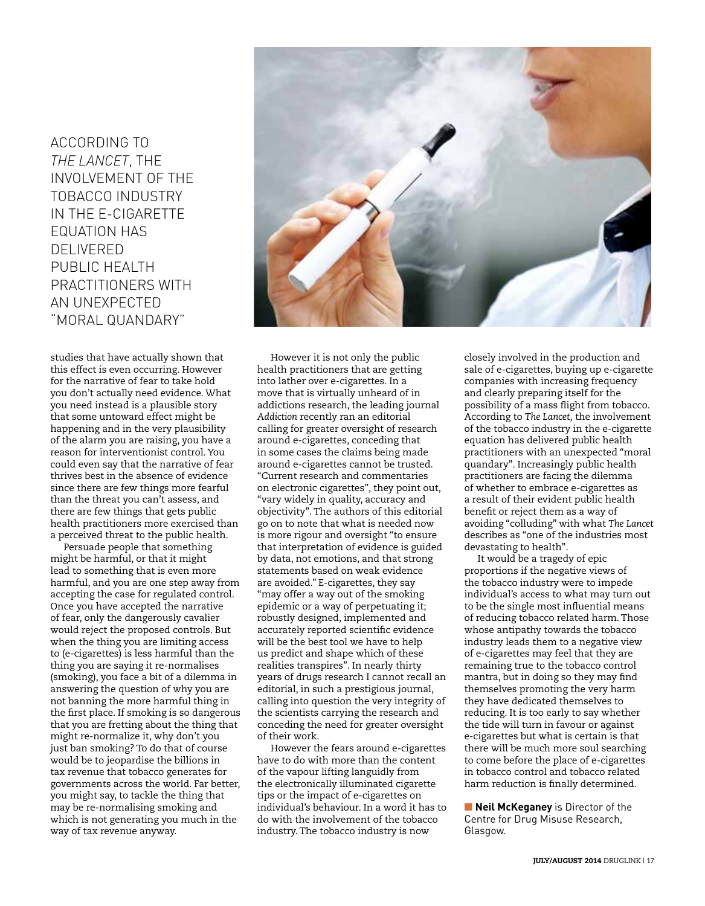ACCORDING TO *THE LANCET*, THE INVOLVEMENT OF THE TOBACCO INDUSTRY IN THE E-CIGARETTE EQUATION HAS DELIVERED PUBLIC HEALTH PRACTITIONERS WITH AN UNEXPECTED "MORAL QUANDARY"

studies that have actually shown that this effect is even occurring. However for the narrative of fear to take hold you don't actually need evidence. What you need instead is a plausible story that some untoward effect might be happening and in the very plausibility of the alarm you are raising, you have a reason for interventionist control. You could even say that the narrative of fear thrives best in the absence of evidence since there are few things more fearful than the threat you can't assess, and there are few things that gets public health practitioners more exercised than a perceived threat to the public health.

Persuade people that something might be harmful, or that it might lead to something that is even more harmful, and you are one step away from accepting the case for regulated control. Once you have accepted the narrative of fear, only the dangerously cavalier would reject the proposed controls. But when the thing you are limiting access to (e-cigarettes) is less harmful than the thing you are saying it re-normalises (smoking), you face a bit of a dilemma in answering the question of why you are not banning the more harmful thing in the first place. If smoking is so dangerous that you are fretting about the thing that might re-normalize it, why don't you just ban smoking? To do that of course would be to jeopardise the billions in tax revenue that tobacco generates for governments across the world. Far better, you might say, to tackle the thing that may be re-normalising smoking and which is not generating you much in the way of tax revenue anyway.

However it is not only the public health practitioners that are getting into lather over e-cigarettes. In a move that is virtually unheard of in addictions research, the leading journal *Addiction* recently ran an editorial calling for greater oversight of research around e-cigarettes, conceding that in some cases the claims being made around e-cigarettes cannot be trusted. "Current research and commentaries on electronic cigarettes", they point out, "vary widely in quality, accuracy and objectivity". The authors of this editorial go on to note that what is needed now is more rigour and oversight "to ensure that interpretation of evidence is guided by data, not emotions, and that strong statements based on weak evidence are avoided." E-cigarettes, they say "may offer a way out of the smoking epidemic or a way of perpetuating it; robustly designed, implemented and accurately reported scientific evidence will be the best tool we have to help us predict and shape which of these realities transpires". In nearly thirty years of drugs research I cannot recall an editorial, in such a prestigious journal, calling into question the very integrity of the scientists carrying the research and conceding the need for greater oversight of their work.

However the fears around e-cigarettes have to do with more than the content of the vapour lifting languidly from the electronically illuminated cigarette tips or the impact of e-cigarettes on individual's behaviour. In a word it has to do with the involvement of the tobacco industry. The tobacco industry is now closely involved in the production and sale of e-cigarettes, buying up e-cigarette companies with increasing frequency and clearly preparing itself for the possibility of a mass flight from tobacco. According to *The Lancet*, the involvement of the tobacco industry in the e-cigarette equation has delivered public health practitioners with an unexpected "moral quandary". Increasingly public health practitioners are facing the dilemma of whether to embrace e-cigarettes as a result of their evident public health benefit or reject them as a way of avoiding "colluding" with what *The Lancet* describes as "one of the industries most devastating to health".

It would be a tragedy of epic proportions if the negative views of the tobacco industry were to impede individual's access to what may turn out to be the single most influential means of reducing tobacco related harm. Those whose antipathy towards the tobacco industry leads them to a negative view of e-cigarettes may feel that they are remaining true to the tobacco control mantra, but in doing so they may find themselves promoting the very harm they have dedicated themselves to reducing. It is too early to say whether the tide will turn in favour or against e-cigarettes but what is certain is that there will be much more soul searching to come before the place of e-cigarettes in tobacco control and tobacco related harm reduction is finally determined.

**Neil McKeganey** is Director of the Centre for Drug Misuse Research, Glasgow.